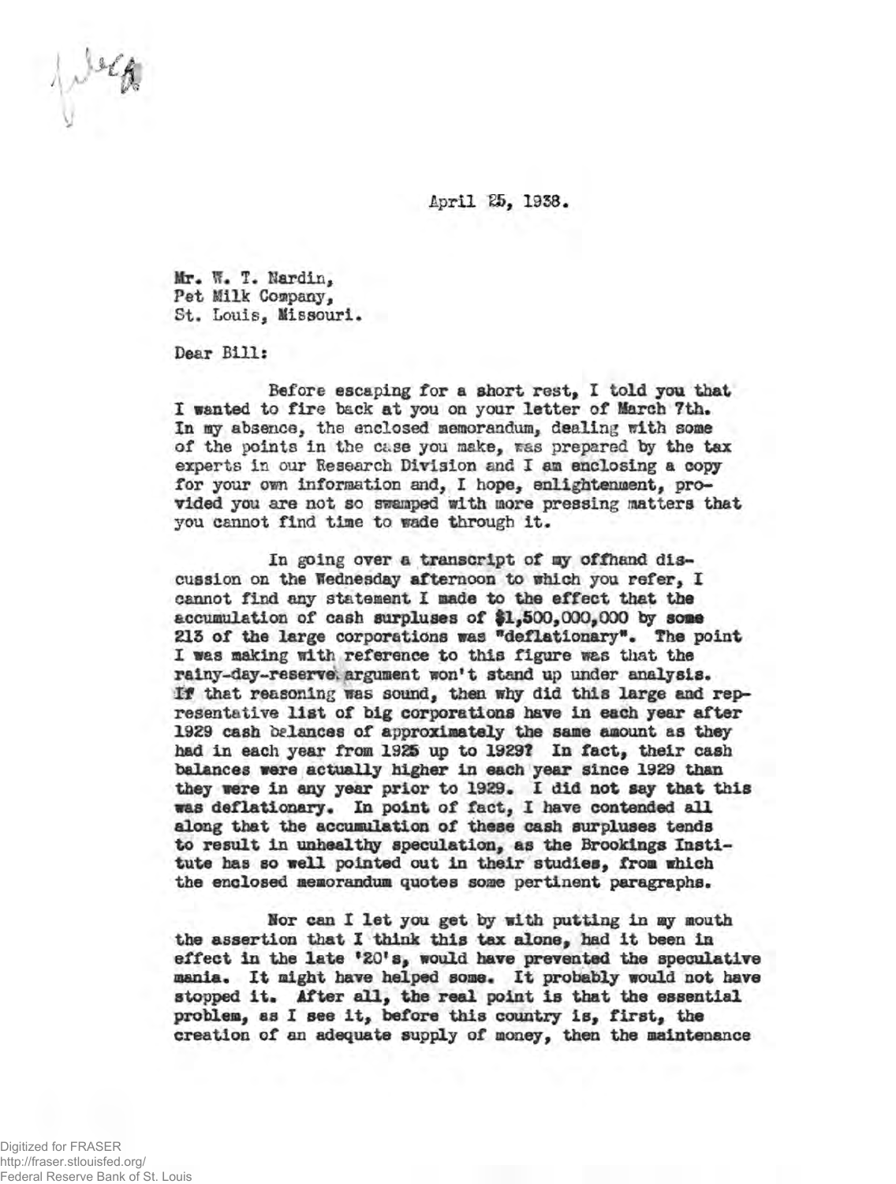April 25, 1938.

Mr. W. T. Nardin,
Pet Milk Company,
St. Louis, Missouri.

Dear Bill:

Before escaping for a short rest, I told you that I wanted to fire back at you on your letter of March 7th. In my absence, the enclosed memorandum, dealing with some of the points in the case you make, was prepared by the tax experts in our Research Division and I am enclosing a copy for your own information and, I hope, enlightenment, provided you are not so swamped with more pressing matters that you cannot find time to wade through it.

In going over a transcript of my offhand discussion on the Wednesday afternoon to which you refer, I cannot find any statement I made to the effect that the accumulation of cash surpluses of $1,500,000,000 by some 213 of the large corporations was "deflationary". The point I was making with reference to this figure was that the rainy-day-reserve argument won't stand up under analysis. If that reasoning was sound, then why did this large and representative list of big corporations have in each year after 1929 cash balances of approximately the same amount as they had in each year from 1925 up to 1929? In fact, their cash balances were actually higher in each year since 1929 than they were in any year prior to 1929. I did not say that this was deflationary. In point of fact, I have contended all along that the accumulation of these cash surpluses tends to result in unhealthy speculation, as the Brookings Institute has so well pointed out in their studies, from which the enclosed memorandum quotes some pertinent paragraphs.

Nor can I let you get by with putting in my mouth the assertion that I think this tax alone, had it been in effect in the late '20's, would have prevented the speculative mania. It might have helped some. It probably would not have stopped it. After all, the real point is that the essential problem, as I see it, before this country is, first, the creation of an adequate supply of money, then the maintenance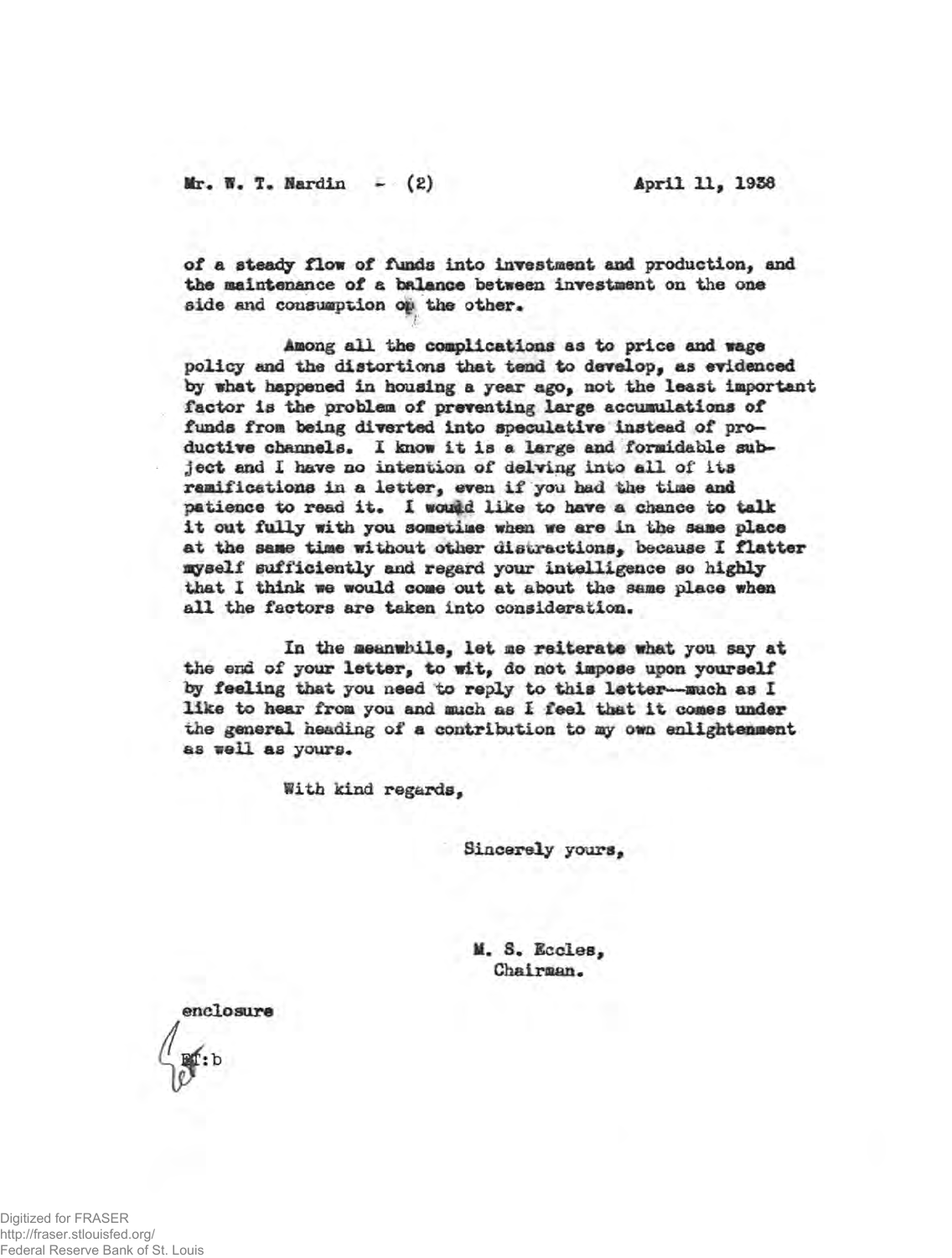of a steady flow of funds into investment and production, and the maintenance of a balance between investment on the one side and consumption on the other.

Among all the complications as to price and wage policy and the distortions that tend to develop, as evidenced by what happened in housing a year ago, not the least important factor is the problem of preventing large accumulations of funds from being diverted into speculative instead of productive channels. I know it is a large and formidable subject and I have no intention of delving into all of its ramifications in a letter, even if you had the time and patience to read it. I would like to have a chance to talk it out fully with you sometime when we are in the same place at the same time without other distractions, because I flatter myself sufficiently and regard your intelligence so highly that I think we would come out at about the same place when all the factors are taken into consideration.

In the meanwhile, let me reiterate what you say at the end of your letter, to wit, do not impose upon yourself by feeling that you need to reply to this letter--much as I like to hear from you and much as I feel that it comes under the general heading of a contribution to my own enlightenment as well as yours.

With kind regards,

Sincerely yours,

M. S. Eccles,
Chairman.

enclosure

ET:b